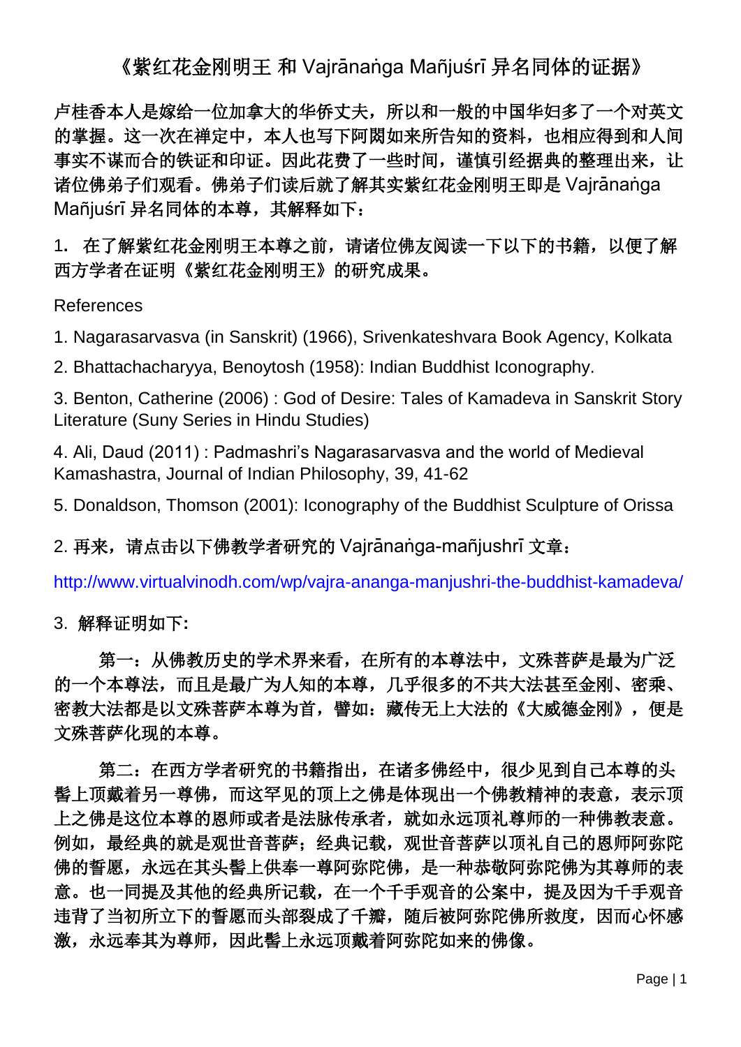# 《紫红花金刚明王 和 Vajrānaṅga Mañjuśrī 异名同体的证据》

卢桂香本人是嫁给一位加拿大的华侨丈夫，所以和一般的中国华妇多了一个对英文的掌握。这一次在禅定中，本人也写下阿閦如来所告知的资料，也相应得到和人间事实不谋而合的铁证和印证。因此花费了一些时间，谨慎引经据典的整理出来，让诸位佛弟子们观看。佛弟子们读后就了解其实紫红花金刚明王即是 Vajrānaṅga Mañjuśrī 异名同体的本尊，其解释如下：

1. 在了解紫红花金刚明王本尊之前，请诸位佛友阅读一下以下的书籍，以便了解西方学者在证明《紫红花金刚明王》的研究成果。

References

1. Nagarasarvasva (in Sanskrit) (1966), Srivenkateshvara Book Agency, Kolkata
2. Bhattachacharyya, Benoytosh (1958): Indian Buddhist Iconography.
3. Benton, Catherine (2006) : God of Desire: Tales of Kamadeva in Sanskrit Story Literature (Suny Series in Hindu Studies)
4. Ali, Daud (2011) : Padmashri's Nagarasarvasva and the world of Medieval Kamashastra, Journal of Indian Philosophy, 39, 41-62
5. Donaldson, Thomson (2001): Iconography of the Buddhist Sculpture of Orissa

2. 再来，请点击以下佛教学者研究的 Vajrānaṅga-mañjushrī 文章：

http://www.virtualvinodh.com/wp/vajra-ananga-manjushri-the-buddhist-kamadeva/

3. 解释证明如下:

第一：从佛教历史的学术界来看，在所有的本尊法中，文殊菩萨是最为广泛的一个本尊法，而且是最广为人知的本尊，几乎很多的不共大法甚至金刚、密乘、密教大法都是以文殊菩萨本尊为首，譬如：藏传无上大法的《大威德金刚》，便是文殊菩萨化现的本尊。

第二：在西方学者研究的书籍指出，在诸多佛经中，很少见到自己本尊的头髻上顶戴着另一尊佛，而这罕见的顶上之佛是体现出一个佛教精神的表意，表示顶上之佛是这位本尊的恩师或者是法脉传承者，就如永远顶礼尊师的一种佛教表意。例如，最经典的就是观世音菩萨；经典记载，观世音菩萨以顶礼自己的恩师阿弥陀佛的誓愿，永远在其头髻上供奉一尊阿弥陀佛，是一种恭敬阿弥陀佛为其尊师的表意。也一同提及其他的经典所记载，在一个千手观音的公案中，提及因为千手观音违背了当初所立下的誓愿而头部裂成了千瓣，随后被阿弥陀佛所救度，因而心怀感激，永远奉其为尊师，因此髻上永远顶戴着阿弥陀如来的佛像。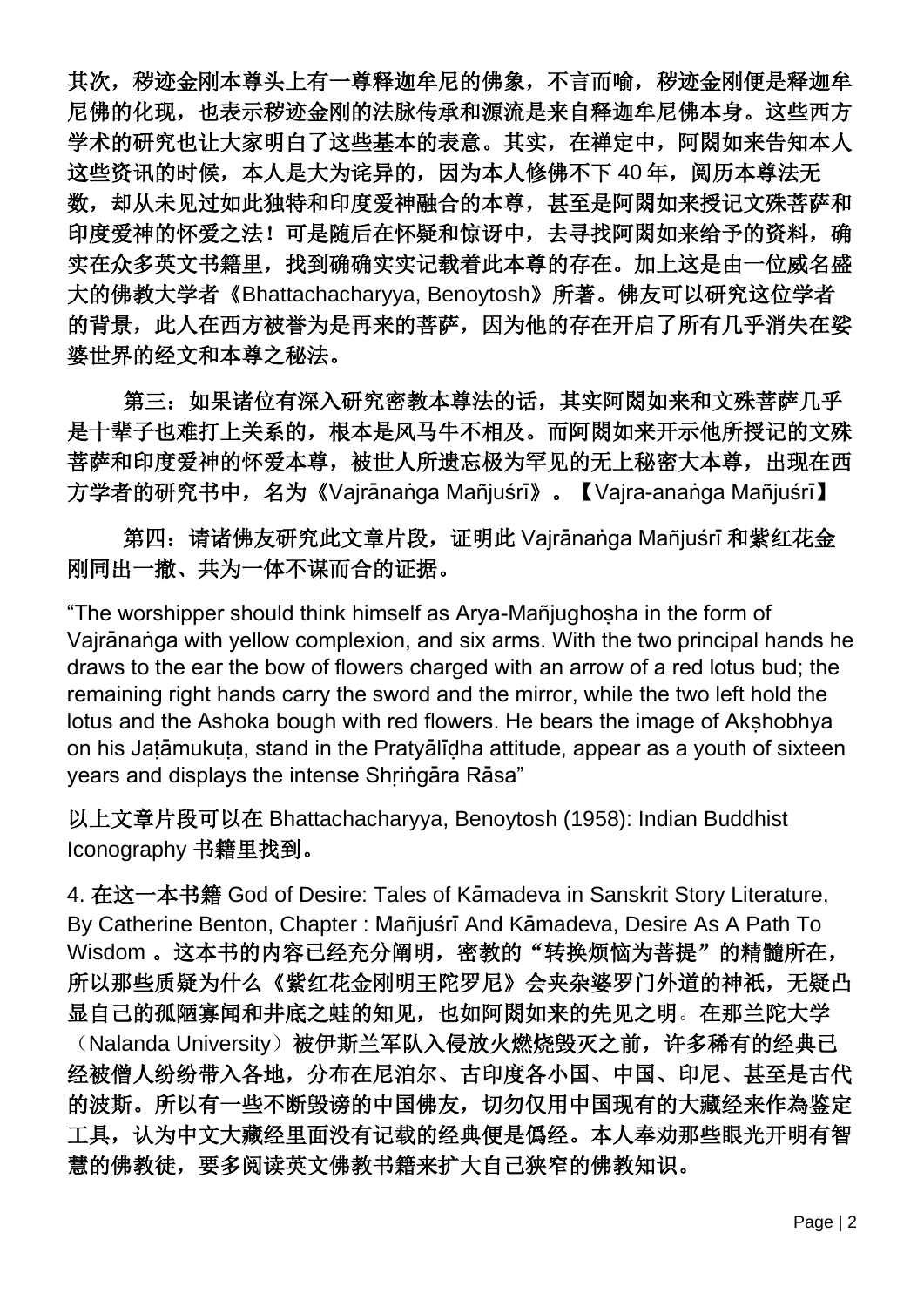其次，秽迹金刚本尊头上有一尊释迦牟尼的佛象，不言而喻，秽迹金刚便是释迦牟尼佛的化现，也表示秽迹金刚的法脉传承和源流是来自释迦牟尼佛本身。这些西方学术的研究也让大家明白了这些基本的表意。其实，在禅定中，阿閦如来告知本人这些资讯的时候，本人是大为诧异的，因为本人修佛不下 40 年，阅历本尊法无数，却从未见过如此独特和印度爱神融合的本尊，甚至是阿閦如来授记文殊菩萨和印度爱神的怀爱之法！可是随后在怀疑和惊讶中，去寻找阿閦如来给予的资料，确实在众多英文书籍里，找到确确实实记载着此本尊的存在。加上这是由一位威名盛大的佛教大学者《Bhattachacharyya, Benoytosh》所著。佛友可以研究这位学者的背景，此人在西方被誉为是再来的菩萨，因为他的存在开启了所有几乎消失在娑婆世界的经文和本尊之秘法。

第三：如果诸位有深入研究密教本尊法的话，其实阿閦如来和文殊菩萨几乎是十辈子也难打上关系的，根本是风马牛不相及。而阿閦如来开示他所授记的文殊菩萨和印度爱神的怀爱本尊，被世人所遗忘极为罕见的无上秘密大本尊，出现在西方学者的研究书中，名为《Vajrānaṅga Mañjuśrī》。【Vajra-anaṅga Mañjuśrī】

第四：请诸佛友研究此文章片段，证明此 Vajrānaṅga Mañjuśrī 和紫红花金刚同出一撤、共为一体不谋而合的证据。

"The worshipper should think himself as Arya-Mañjughoṣha in the form of Vajrānaṅga with yellow complexion, and six arms. With the two principal hands he draws to the ear the bow of flowers charged with an arrow of a red lotus bud; the remaining right hands carry the sword and the mirror, while the two left hold the lotus and the Ashoka bough with red flowers. He bears the image of Akṣhobhya on his Jaṭāmukuṭa, stand in the Pratyālīḍha attitude, appear as a youth of sixteen years and displays the intense Shṛiṅgāra Rāsa"

以上文章片段可以在 Bhattachacharyya, Benoytosh (1958): Indian Buddhist Iconography 书籍里找到。

4. 在这一本书籍 God of Desire: Tales of Kāmadeva in Sanskrit Story Literature, By Catherine Benton, Chapter : Mañjuśrī And Kāmadeva, Desire As A Path To Wisdom 。这本书的内容已经充分阐明，密教的"转换烦恼为菩提"的精髓所在，所以那些质疑为什么《紫红花金刚明王陀罗尼》会夹杂婆罗门外道的神祇，无疑凸显自己的孤陋寡闻和井底之蛙的知见，也如阿閦如来的先见之明。在那兰陀大学（Nalanda University）被伊斯兰军队入侵放火燃烧毁灭之前，许多稀有的经典已经被僧人纷纷带入各地，分布在尼泊尔、古印度各小国、中国、印尼、甚至是古代的波斯。所以有一些不断毁谤的中国佛友，切勿仅用中国现有的大藏经来作為鉴定工具，认为中文大藏经里面没有记载的经典便是僞经。本人奉劝那些眼光开明有智慧的佛教徒，要多阅读英文佛教书籍来扩大自己狭窄的佛教知识。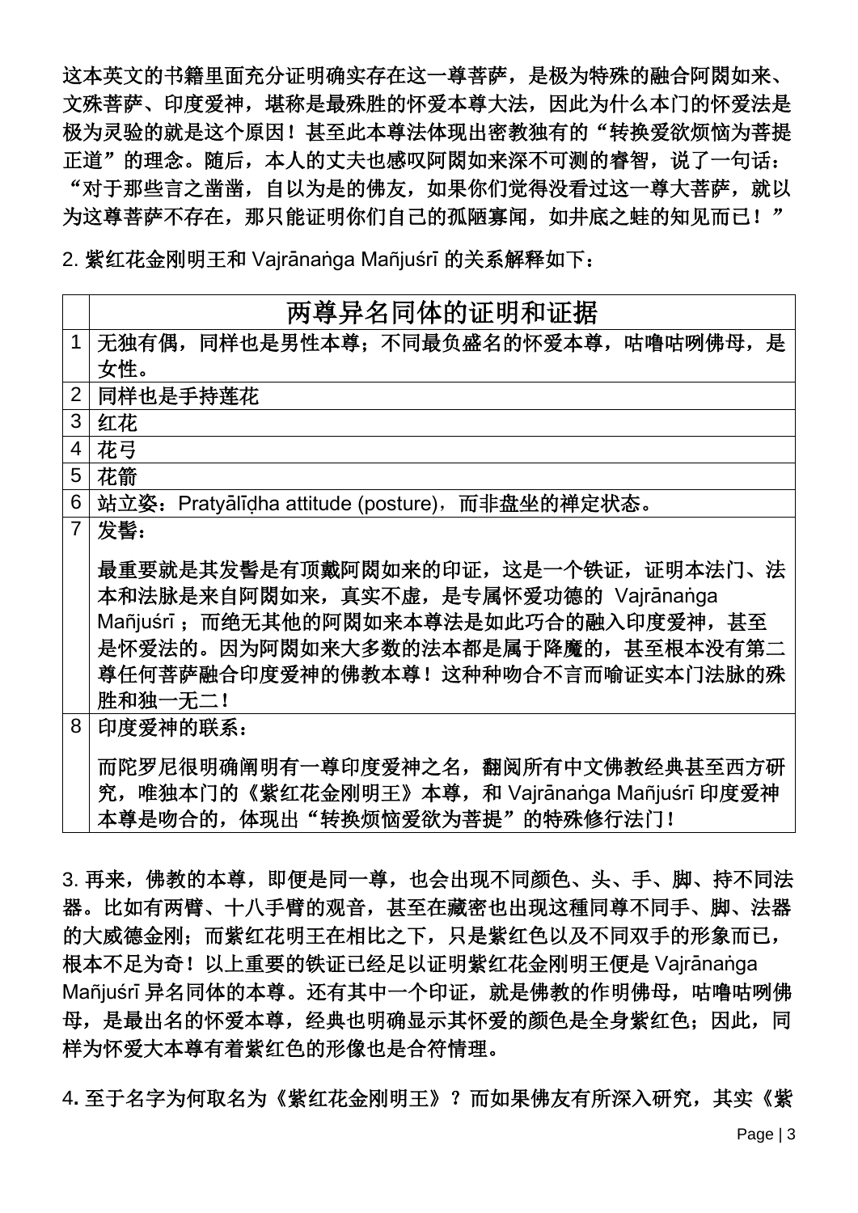这本英文的书籍里面充分证明确实存在这一尊菩萨，是极为特殊的融合阿閦如来、文殊菩萨、印度爱神，堪称是最殊胜的怀爱本尊大法，因此为什么本门的怀爱法是极为灵验的就是这个原因！甚至此本尊法体现出密教独有的“转换爱欲烦恼为菩提正道”的理念。随后，本人的丈夫也感叹阿閦如来深不可测的睿智，说了一句话：“对于那些言之凿凿，自以为是的佛友，如果你们觉得没看过这一尊大菩萨，就以为这尊菩萨不存在，那只能证明你们自己的孤陋寡闻，如井底之蛙的知见而已！”

2. 紫红花金刚明王和 Vajrānaṅga Mañjuśrī 的关系解释如下：

| | 两尊异名同体的证明和证据 |
|---|---|
| 1 | 无独有偶，同样也是男性本尊；不同最负盛名的怀爱本尊，咕噜咕咧佛母，是女性。 |
| 2 | 同样也是手持莲花 |
| 3 | 红花 |
| 4 | 花弓 |
| 5 | 花箭 |
| 6 | 站立姿：Pratyālīḍha attitude (posture)，而非盘坐的禅定状态。 |
| 7 | 发髻：<br><br>最重要就是其发髻是有顶戴阿閦如来的印证，这是一个铁证，证明本法门、法本和法脉是来自阿閦如来，真实不虚，是专属怀爱功德的 Vajrānaṅga Mañjuśrī ；而绝无其他的阿閦如来本尊法是如此巧合的融入印度爱神，甚至是怀爱法的。因为阿閦如来大多数的法本都是属于降魔的，甚至根本没有第二尊任何菩萨融合印度爱神的佛教本尊！这种种吻合不言而喻证实本门法脉的殊胜和独一无二！ |
| 8 | 印度爱神的联系：<br><br>而陀罗尼很明确阐明有一尊印度爱神之名，翻阅所有中文佛教经典甚至西方研究，唯独本门的《紫红花金刚明王》本尊，和 Vajrānaṅga Mañjuśrī 印度爱神本尊是吻合的，体现出“转换烦恼爱欲为菩提”的特殊修行法门！ |

3. 再来，佛教的本尊，即便是同一尊，也会出现不同颜色、头、手、脚、持不同法器。比如有两臂、十八手臂的观音，甚至在藏密也出现這種同尊不同手、脚、法器的大威德金刚；而紫红花明王在相比之下，只是紫红色以及不同双手的形象而已，根本不足为奇！以上重要的铁证已经足以证明紫红花金刚明王便是 Vajrānaṅga Mañjuśrī 异名同体的本尊。还有其中一个印证，就是佛教的作明佛母，咕噜咕咧佛母，是最出名的怀爱本尊，经典也明确显示其怀爱的颜色是全身紫红色；因此，同样为怀爱大本尊有着紫红色的形像也是合符情理。

4. 至于名字为何取名为《紫红花金刚明王》？而如果佛友有所深入研究，其实《紫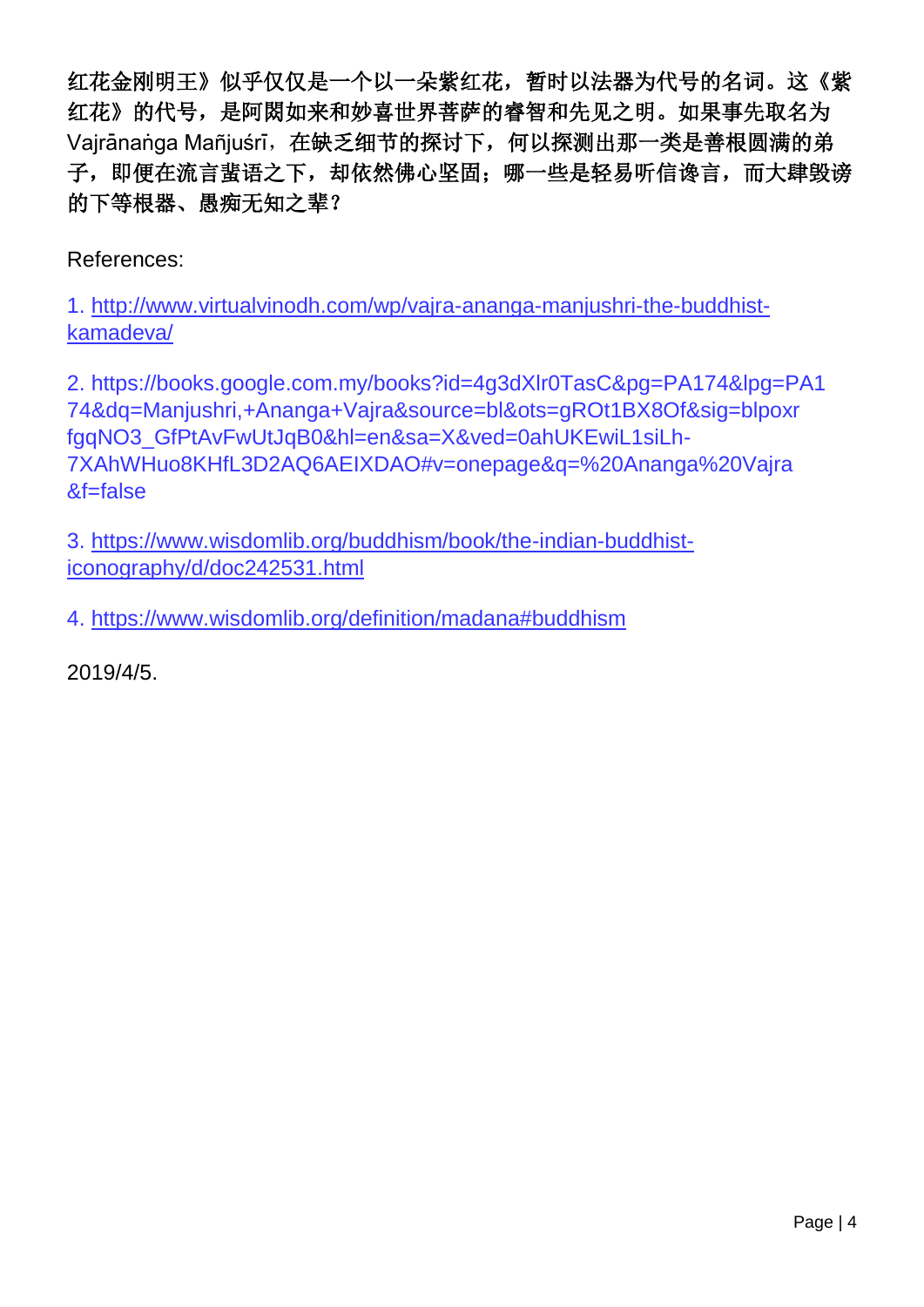红花金刚明王》似乎仅仅是一个以一朵紫红花，暂时以法器为代号的名词。这《紫红花》的代号，是阿閦如来和妙喜世界菩萨的睿智和先见之明。如果事先取名为 Vajrānaṅga Mañjuśrī，在缺乏细节的探讨下，何以探测出那一类是善根圆满的弟子，即便在流言蜚语之下，却依然佛心坚固；哪一些是轻易听信谗言，而大肆毁谤的下等根器、愚痴无知之辈？

References:

1. http://www.virtualvinodh.com/wp/vajra-ananga-manjushri-the-buddhist-kamadeva/

2. https://books.google.com.my/books?id=4g3dXlr0TasC&pg=PA174&lpg=PA174&dq=Manjushri,+Ananga+Vajra&source=bl&ots=gROt1BX8Of&sig=blpoxrfgqNO3_GfPtAvFwUtJqB0&hl=en&sa=X&ved=0ahUKEwiL1siLh-7XAhWHuo8KHfL3D2AQ6AEIXDAO#v=onepage&q=%20Ananga%20Vajra&f=false

3. https://www.wisdomlib.org/buddhism/book/the-indian-buddhist-iconography/d/doc242531.html

4. https://www.wisdomlib.org/definition/madana#buddhism

2019/4/5.